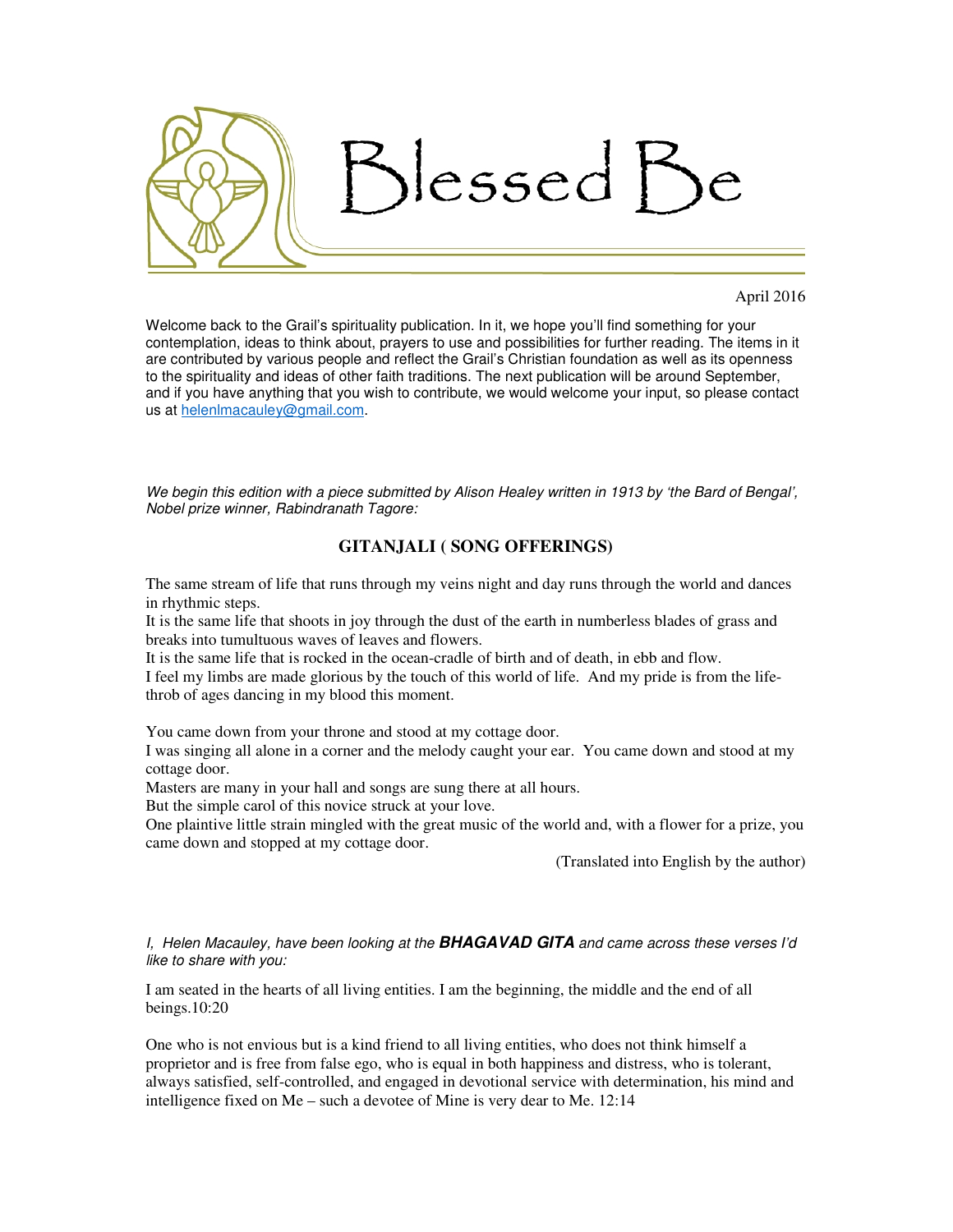# Blessed Be

April 2016

Welcome back to the Grail's spirituality publication. In it, we hope you'll find something for your contemplation, ideas to think about, prayers to use and possibilities for further reading. The items in it are contributed by various people and reflect the Grail's Christian foundation as well as its openness to the spirituality and ideas of other faith traditions. The next publication will be around September, and if you have anything that you wish to contribute, we would welcome your input, so please contact us at helenlmacauley@gmail.com.

*We begin this edition with a piece submitted by Alison Healey written in 1913 by 'the Bard of Bengal', Nobel prize winner, Rabindranath Tagore:*

## GITANJALI ( SONG OFFERINGS)

The same stream of life that runs through my veins night and day runs through the world and dances in rhythmic steps.
It is the same life that shoots in joy through the dust of the earth in numberless blades of grass and breaks into tumultuous waves of leaves and flowers.
It is the same life that is rocked in the ocean-cradle of birth and of death, in ebb and flow.
I feel my limbs are made glorious by the touch of this world of life. And my pride is from the life-throb of ages dancing in my blood this moment.

You came down from your throne and stood at my cottage door.
I was singing all alone in a corner and the melody caught your ear. You came down and stood at my cottage door.
Masters are many in your hall and songs are sung there at all hours.
But the simple carol of this novice struck at your love.
One plaintive little strain mingled with the great music of the world and, with a flower for a prize, you came down and stopped at my cottage door.

(Translated into English by the author)

*I, Helen Macauley, have been looking at the* ***BHAGAVAD GITA*** *and came across these verses I'd like to share with you:*

I am seated in the hearts of all living entities. I am the beginning, the middle and the end of all beings.10:20

One who is not envious but is a kind friend to all living entities, who does not think himself a proprietor and is free from false ego, who is equal in both happiness and distress, who is tolerant, always satisfied, self-controlled, and engaged in devotional service with determination, his mind and intelligence fixed on Me – such a devotee of Mine is very dear to Me. 12:14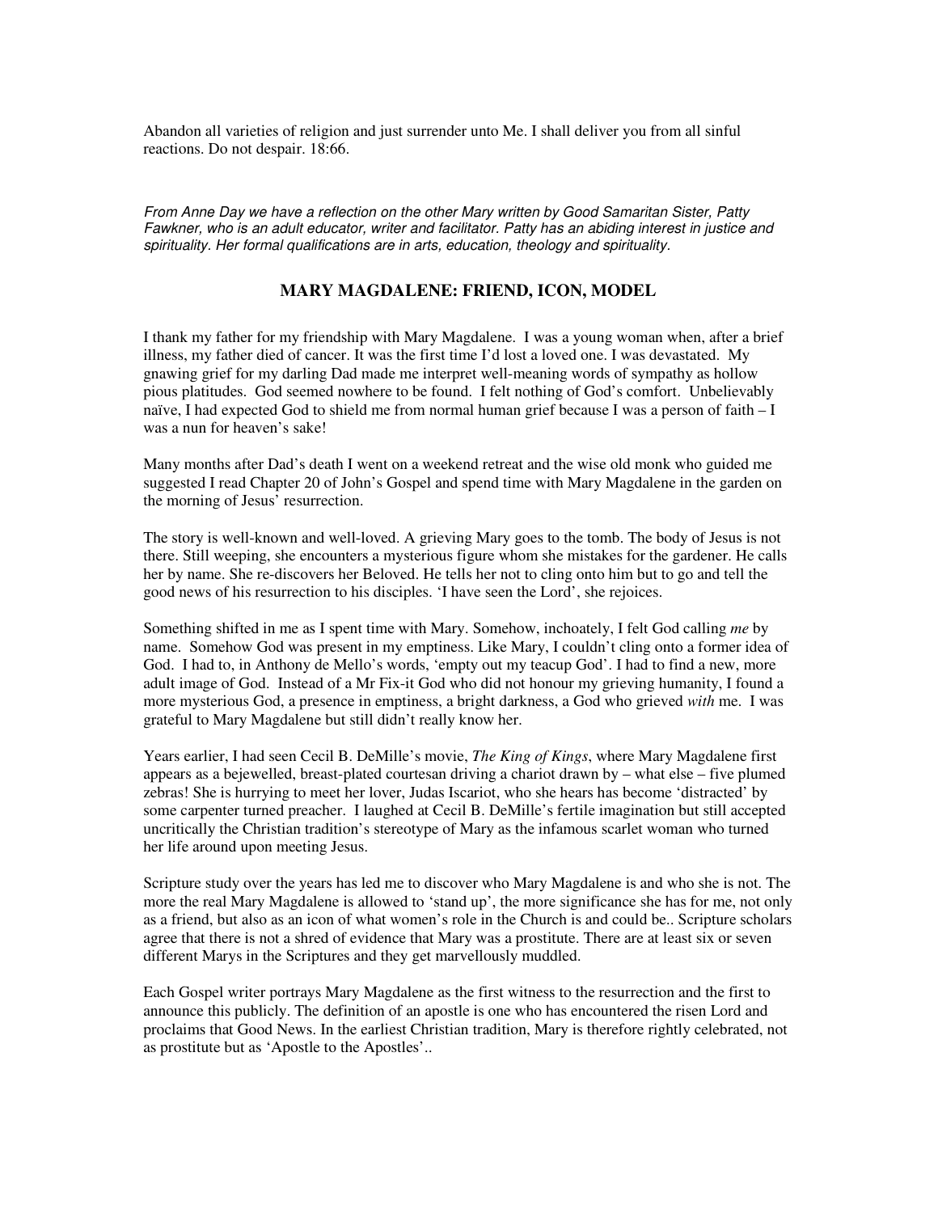Abandon all varieties of religion and just surrender unto Me. I shall deliver you from all sinful reactions. Do not despair. 18:66.

*From Anne Day we have a reflection on the other Mary written by Good Samaritan Sister, Patty Fawkner, who is an adult educator, writer and facilitator. Patty has an abiding interest in justice and spirituality. Her formal qualifications are in arts, education, theology and spirituality.*

## MARY MAGDALENE: FRIEND, ICON, MODEL

I thank my father for my friendship with Mary Magdalene. I was a young woman when, after a brief illness, my father died of cancer. It was the first time I'd lost a loved one. I was devastated. My gnawing grief for my darling Dad made me interpret well-meaning words of sympathy as hollow pious platitudes. God seemed nowhere to be found. I felt nothing of God's comfort. Unbelievably naïve, I had expected God to shield me from normal human grief because I was a person of faith – I was a nun for heaven's sake!

Many months after Dad's death I went on a weekend retreat and the wise old monk who guided me suggested I read Chapter 20 of John's Gospel and spend time with Mary Magdalene in the garden on the morning of Jesus' resurrection.

The story is well-known and well-loved. A grieving Mary goes to the tomb. The body of Jesus is not there. Still weeping, she encounters a mysterious figure whom she mistakes for the gardener. He calls her by name. She re-discovers her Beloved. He tells her not to cling onto him but to go and tell the good news of his resurrection to his disciples. 'I have seen the Lord', she rejoices.

Something shifted in me as I spent time with Mary. Somehow, inchoately, I felt God calling *me* by name. Somehow God was present in my emptiness. Like Mary, I couldn't cling onto a former idea of God. I had to, in Anthony de Mello's words, 'empty out my teacup God'. I had to find a new, more adult image of God. Instead of a Mr Fix-it God who did not honour my grieving humanity, I found a more mysterious God, a presence in emptiness, a bright darkness, a God who grieved *with* me. I was grateful to Mary Magdalene but still didn't really know her.

Years earlier, I had seen Cecil B. DeMille's movie, *The King of Kings*, where Mary Magdalene first appears as a bejewelled, breast-plated courtesan driving a chariot drawn by – what else – five plumed zebras! She is hurrying to meet her lover, Judas Iscariot, who she hears has become 'distracted' by some carpenter turned preacher. I laughed at Cecil B. DeMille's fertile imagination but still accepted uncritically the Christian tradition's stereotype of Mary as the infamous scarlet woman who turned her life around upon meeting Jesus.

Scripture study over the years has led me to discover who Mary Magdalene is and who she is not. The more the real Mary Magdalene is allowed to 'stand up', the more significance she has for me, not only as a friend, but also as an icon of what women's role in the Church is and could be.. Scripture scholars agree that there is not a shred of evidence that Mary was a prostitute. There are at least six or seven different Marys in the Scriptures and they get marvellously muddled.

Each Gospel writer portrays Mary Magdalene as the first witness to the resurrection and the first to announce this publicly. The definition of an apostle is one who has encountered the risen Lord and proclaims that Good News. In the earliest Christian tradition, Mary is therefore rightly celebrated, not as prostitute but as 'Apostle to the Apostles'..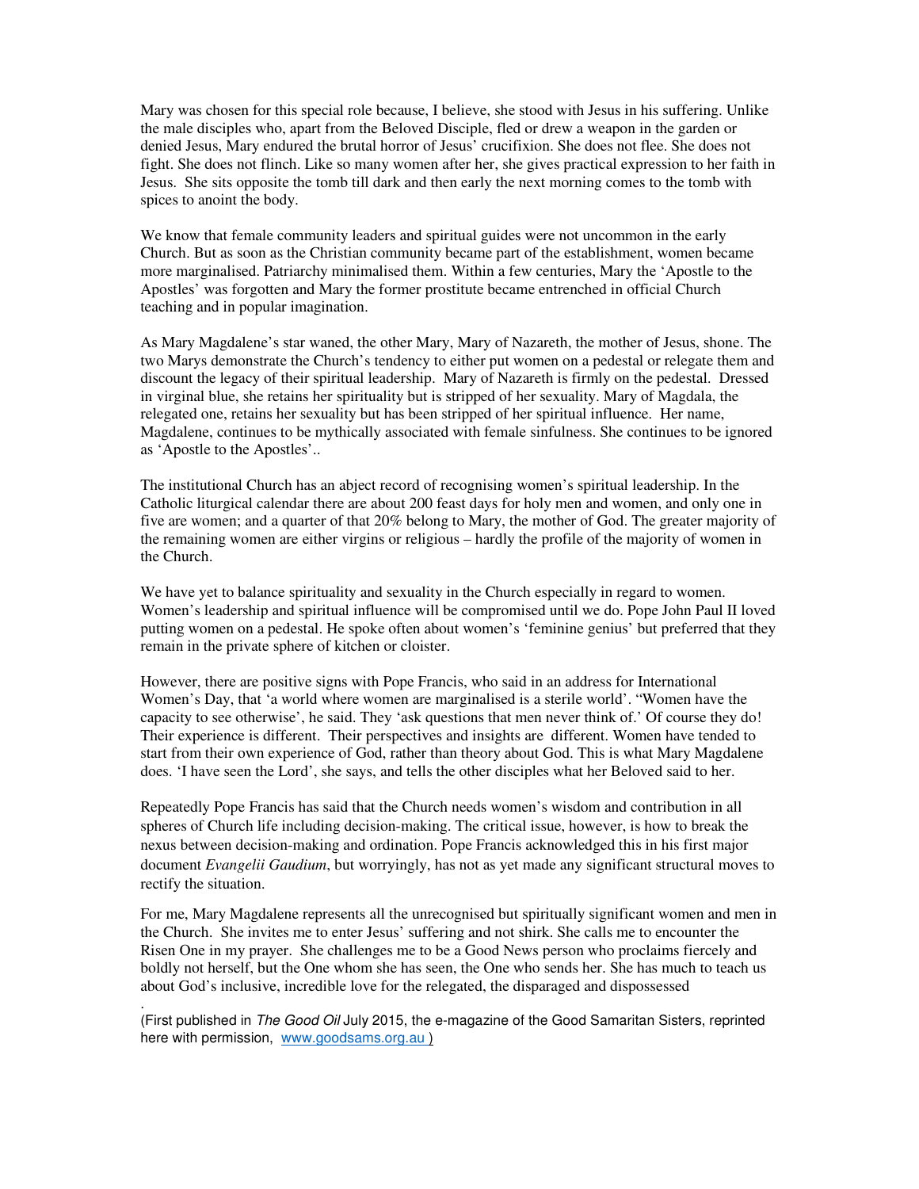Mary was chosen for this special role because, I believe, she stood with Jesus in his suffering. Unlike the male disciples who, apart from the Beloved Disciple, fled or drew a weapon in the garden or denied Jesus, Mary endured the brutal horror of Jesus' crucifixion. She does not flee. She does not fight. She does not flinch. Like so many women after her, she gives practical expression to her faith in Jesus. She sits opposite the tomb till dark and then early the next morning comes to the tomb with spices to anoint the body.

We know that female community leaders and spiritual guides were not uncommon in the early Church. But as soon as the Christian community became part of the establishment, women became more marginalised. Patriarchy minimalised them. Within a few centuries, Mary the 'Apostle to the Apostles' was forgotten and Mary the former prostitute became entrenched in official Church teaching and in popular imagination.

As Mary Magdalene's star waned, the other Mary, Mary of Nazareth, the mother of Jesus, shone. The two Marys demonstrate the Church's tendency to either put women on a pedestal or relegate them and discount the legacy of their spiritual leadership. Mary of Nazareth is firmly on the pedestal. Dressed in virginal blue, she retains her spirituality but is stripped of her sexuality. Mary of Magdala, the relegated one, retains her sexuality but has been stripped of her spiritual influence. Her name, Magdalene, continues to be mythically associated with female sinfulness. She continues to be ignored as 'Apostle to the Apostles'..

The institutional Church has an abject record of recognising women's spiritual leadership. In the Catholic liturgical calendar there are about 200 feast days for holy men and women, and only one in five are women; and a quarter of that 20% belong to Mary, the mother of God. The greater majority of the remaining women are either virgins or religious – hardly the profile of the majority of women in the Church.

We have yet to balance spirituality and sexuality in the Church especially in regard to women. Women's leadership and spiritual influence will be compromised until we do. Pope John Paul II loved putting women on a pedestal. He spoke often about women's 'feminine genius' but preferred that they remain in the private sphere of kitchen or cloister.

However, there are positive signs with Pope Francis, who said in an address for International Women's Day, that 'a world where women are marginalised is a sterile world'. "Women have the capacity to see otherwise', he said. They 'ask questions that men never think of.' Of course they do! Their experience is different. Their perspectives and insights are different. Women have tended to start from their own experience of God, rather than theory about God. This is what Mary Magdalene does. 'I have seen the Lord', she says, and tells the other disciples what her Beloved said to her.

Repeatedly Pope Francis has said that the Church needs women's wisdom and contribution in all spheres of Church life including decision-making. The critical issue, however, is how to break the nexus between decision-making and ordination. Pope Francis acknowledged this in his first major document *Evangelii Gaudium*, but worryingly, has not as yet made any significant structural moves to rectify the situation.

For me, Mary Magdalene represents all the unrecognised but spiritually significant women and men in the Church. She invites me to enter Jesus' suffering and not shirk. She calls me to encounter the Risen One in my prayer. She challenges me to be a Good News person who proclaims fiercely and boldly not herself, but the One whom she has seen, the One who sends her. She has much to teach us about God's inclusive, incredible love for the relegated, the disparaged and dispossessed

.
(First published in *The Good Oil* July 2015, the e-magazine of the Good Samaritan Sisters, reprinted here with permission, www.goodsams.org.au )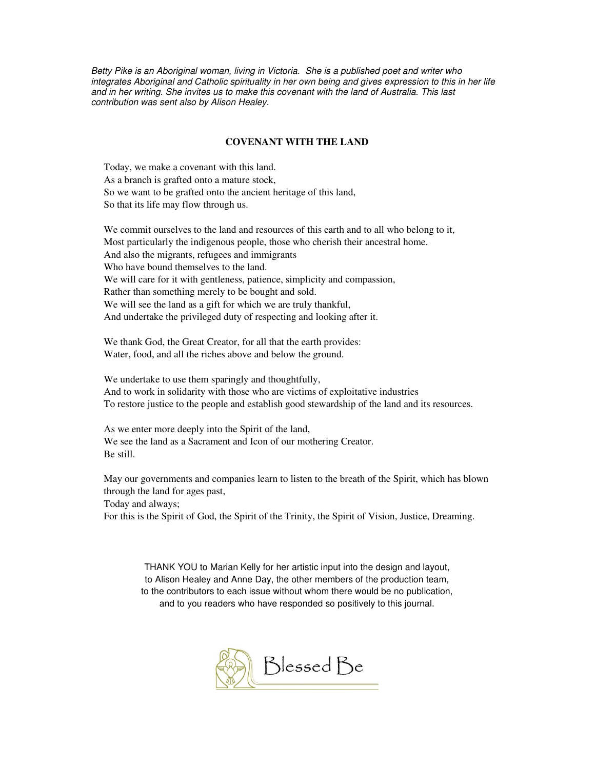*Betty Pike is an Aboriginal woman, living in Victoria. She is a published poet and writer who integrates Aboriginal and Catholic spirituality in her own being and gives expression to this in her life and in her writing. She invites us to make this covenant with the land of Australia. This last contribution was sent also by Alison Healey.*

## COVENANT WITH THE LAND

Today, we make a covenant with this land.
As a branch is grafted onto a mature stock,
So we want to be grafted onto the ancient heritage of this land,
So that its life may flow through us.

We commit ourselves to the land and resources of this earth and to all who belong to it,
Most particularly the indigenous people, those who cherish their ancestral home.
And also the migrants, refugees and immigrants
Who have bound themselves to the land.
We will care for it with gentleness, patience, simplicity and compassion,
Rather than something merely to be bought and sold.
We will see the land as a gift for which we are truly thankful,
And undertake the privileged duty of respecting and looking after it.

We thank God, the Great Creator, for all that the earth provides:
Water, food, and all the riches above and below the ground.

We undertake to use them sparingly and thoughtfully,
And to work in solidarity with those who are victims of exploitative industries
To restore justice to the people and establish good stewardship of the land and its resources.

As we enter more deeply into the Spirit of the land,
We see the land as a Sacrament and Icon of our mothering Creator.
Be still.

May our governments and companies learn to listen to the breath of the Spirit, which has blown through the land for ages past,
Today and always;
For this is the Spirit of God, the Spirit of the Trinity, the Spirit of Vision, Justice, Dreaming.

THANK YOU to Marian Kelly for her artistic input into the design and layout,
to Alison Healey and Anne Day, the other members of the production team,
to the contributors to each issue without whom there would be no publication,
and to you readers who have responded so positively to this journal.

Blessed Be